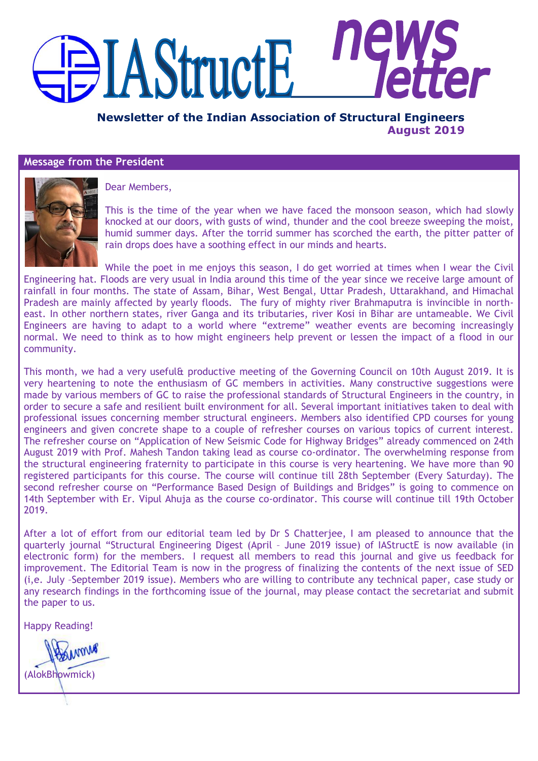# IAStructE newsletter

**Newsletter of the Indian Association of Structural Engineers**
**August 2019**

## Message from the President

Dear Members,

This is the time of the year when we have faced the monsoon season, which had slowly knocked at our doors, with gusts of wind, thunder and the cool breeze sweeping the moist, humid summer days. After the torrid summer has scorched the earth, the pitter patter of rain drops does have a soothing effect in our minds and hearts.

While the poet in me enjoys this season, I do get worried at times when I wear the Civil Engineering hat. Floods are very usual in India around this time of the year since we receive large amount of rainfall in four months. The state of Assam, Bihar, West Bengal, Uttar Pradesh, Uttarakhand, and Himachal Pradesh are mainly affected by yearly floods. The fury of mighty river Brahmaputra is invincible in north-east. In other northern states, river Ganga and its tributaries, river Kosi in Bihar are untameable. We Civil Engineers are having to adapt to a world where "extreme" weather events are becoming increasingly normal. We need to think as to how might engineers help prevent or lessen the impact of a flood in our community.

This month, we had a very useful& productive meeting of the Governing Council on 10th August 2019. It is very heartening to note the enthusiasm of GC members in activities. Many constructive suggestions were made by various members of GC to raise the professional standards of Structural Engineers in the country, in order to secure a safe and resilient built environment for all. Several important initiatives taken to deal with professional issues concerning member structural engineers. Members also identified CPD courses for young engineers and given concrete shape to a couple of refresher courses on various topics of current interest. The refresher course on "Application of New Seismic Code for Highway Bridges" already commenced on 24th August 2019 with Prof. Mahesh Tandon taking lead as course co-ordinator. The overwhelming response from the structural engineering fraternity to participate in this course is very heartening. We have more than 90 registered participants for this course. The course will continue till 28th September (Every Saturday). The second refresher course on "Performance Based Design of Buildings and Bridges" is going to commence on 14th September with Er. Vipul Ahuja as the course co-ordinator. This course will continue till 19th October 2019.

After a lot of effort from our editorial team led by Dr S Chatterjee, I am pleased to announce that the quarterly journal "Structural Engineering Digest (April – June 2019 issue) of IAStructE is now available (in electronic form) for the members. I request all members to read this journal and give us feedback for improvement. The Editorial Team is now in the progress of finalizing the contents of the next issue of SED (i,e. July –September 2019 issue). Members who are willing to contribute any technical paper, case study or any research findings in the forthcoming issue of the journal, may please contact the secretariat and submit the paper to us.

Happy Reading!

(AlokBhowmick)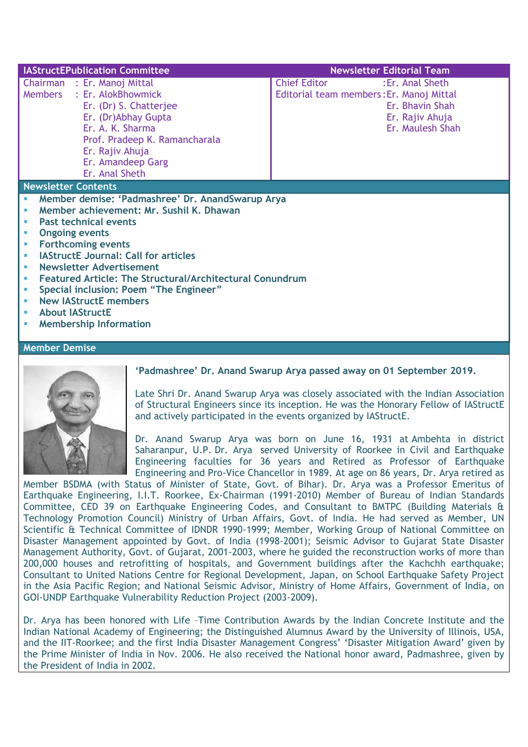| IAStructEPublication Committee | | Newsletter Editorial Team | |
|---|---|---|---|
| Chairman | : Er. Manoj Mittal | Chief Editor | :Er. Anal Sheth |
| Members | : Er. AlokBhowmick | Editorial team members | :Er. Manoj Mittal |
| | Er. (Dr) S. Chatterjee | | Er. Bhavin Shah |
| | Er. (Dr)Abhay Gupta | | Er. Rajiv Ahuja |
| | Er. A. K. Sharma | | Er. Maulesh Shah |
| | Prof. Pradeep K. Ramancharala | | |
| | Er. Rajiv Ahuja | | |
| | Er. Amandeep Garg | | |
| | Er. Anal Sheth | | |

## Newsletter Contents

- **Member demise: 'Padmashree' Dr. AnandSwarup Arya**
- **Member achievement: Mr. Sushil K. Dhawan**
- **Past technical events**
- **Ongoing events**
- **Forthcoming events**
- **IAStructE Journal: Call for articles**
- **Newsletter Advertisement**
- **Featured Article: The Structural/Architectural Conundrum**
- **Special inclusion: Poem "The Engineer"**
- **New IAStructE members**
- **About IAStructE**
- **Membership Information**

## Member Demise

**'Padmashree' Dr. Anand Swarup Arya passed away on 01 September 2019.**

Late Shri Dr. Anand Swarup Arya was closely associated with the Indian Association of Structural Engineers since its inception. He was the Honorary Fellow of IAStructE and actively participated in the events organized by IAStructE.

Dr. Anand Swarup Arya was born on June 16, 1931 at Ambehta in district Saharanpur, U.P. Dr. Arya served University of Roorkee in Civil and Earthquake Engineering faculties for 36 years and Retired as Professor of Earthquake Engineering and Pro-Vice Chancellor in 1989. At age on 86 years, Dr. Arya retired as Member BSDMA (with Status of Minister of State, Govt. of Bihar). Dr. Arya was a Professor Emeritus of Earthquake Engineering, I.I.T. Roorkee, Ex-Chairman (1991-2010) Member of Bureau of Indian Standards Committee, CED 39 on Earthquake Engineering Codes, and Consultant to BMTPC (Building Materials & Technology Promotion Council) Ministry of Urban Affairs, Govt. of India. He had served as Member, UN Scientific & Technical Committee of IDNDR 1990-1999; Member, Working Group of National Committee on Disaster Management appointed by Govt. of India (1998-2001); Seismic Advisor to Gujarat State Disaster Management Authority, Govt. of Gujarat, 2001-2003, where he guided the reconstruction works of more than 200,000 houses and retrofitting of hospitals, and Government buildings after the Kachchh earthquake; Consultant to United Nations Centre for Regional Development, Japan, on School Earthquake Safety Project in the Asia Pacific Region; and National Seismic Advisor, Ministry of Home Affairs, Government of India, on GOI-UNDP Earthquake Vulnerability Reduction Project (2003-2009).

Dr. Arya has been honored with Life –Time Contribution Awards by the Indian Concrete Institute and the Indian National Academy of Engineering; the Distinguished Alumnus Award by the University of Illinois, USA, and the IIT-Roorkee; and the first India Disaster Management Congress' 'Disaster Mitigation Award' given by the Prime Minister of India in Nov. 2006. He also received the National honor award, Padmashree, given by the President of India in 2002.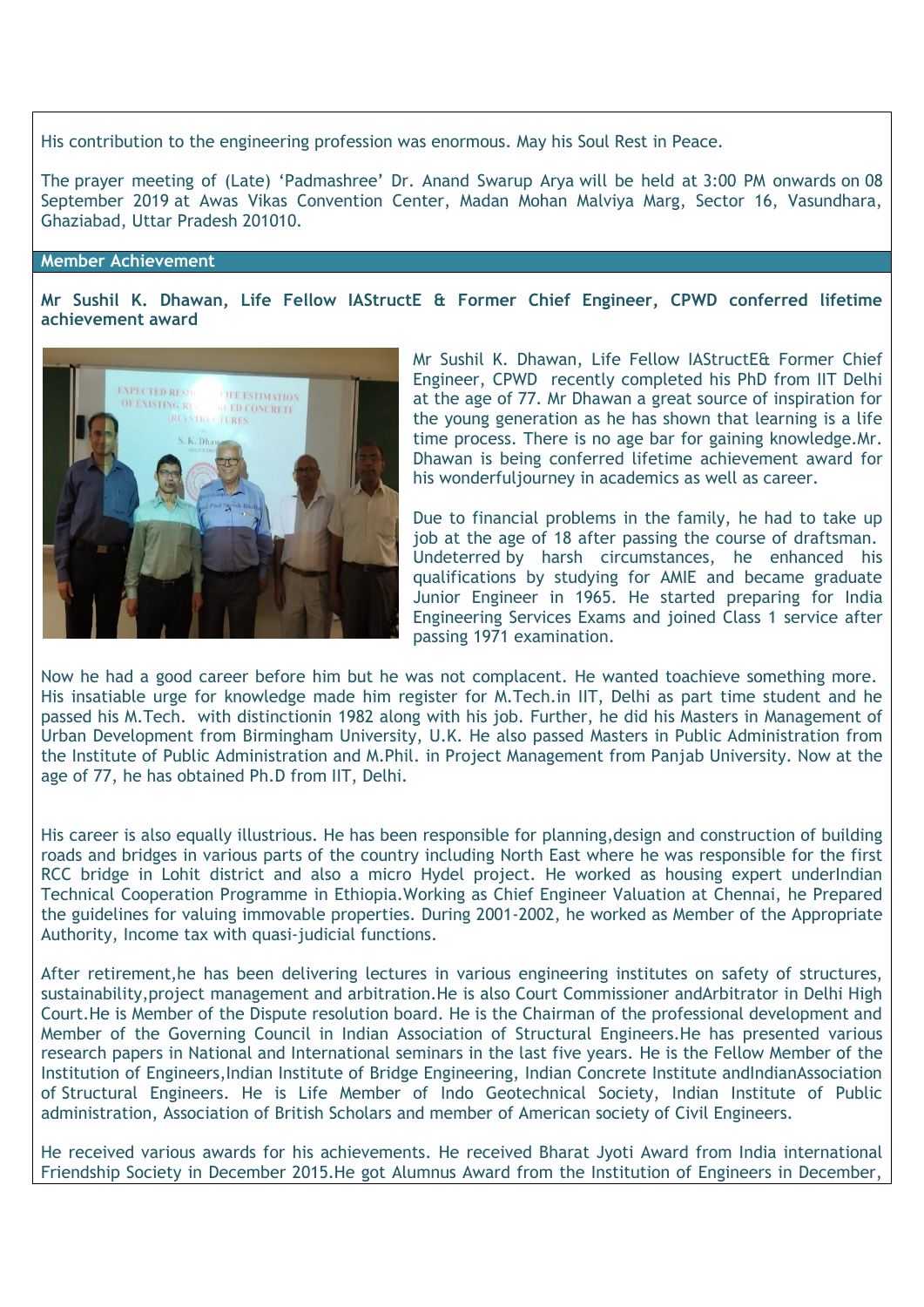His contribution to the engineering profession was enormous. May his Soul Rest in Peace.

The prayer meeting of (Late) 'Padmashree' Dr. Anand Swarup Arya will be held at 3:00 PM onwards on 08 September 2019 at Awas Vikas Convention Center, Madan Mohan Malviya Marg, Sector 16, Vasundhara, Ghaziabad, Uttar Pradesh 201010.

## Member Achievement

**Mr Sushil K. Dhawan, Life Fellow IAStructE & Former Chief Engineer, CPWD conferred lifetime achievement award**

Mr Sushil K. Dhawan, Life Fellow IAStructE& Former Chief Engineer, CPWD recently completed his PhD from IIT Delhi at the age of 77. Mr Dhawan a great source of inspiration for the young generation as he has shown that learning is a life time process. There is no age bar for gaining knowledge.Mr. Dhawan is being conferred lifetime achievement award for his wonderfuljourney in academics as well as career.

Due to financial problems in the family, he had to take up job at the age of 18 after passing the course of draftsman. Undeterred by harsh circumstances, he enhanced his qualifications by studying for AMIE and became graduate Junior Engineer in 1965. He started preparing for India Engineering Services Exams and joined Class 1 service after passing 1971 examination.

Now he had a good career before him but he was not complacent. He wanted toachieve something more. His insatiable urge for knowledge made him register for M.Tech.in IIT, Delhi as part time student and he passed his M.Tech. with distinctionin 1982 along with his job. Further, he did his Masters in Management of Urban Development from Birmingham University, U.K. He also passed Masters in Public Administration from the Institute of Public Administration and M.Phil. in Project Management from Panjab University. Now at the age of 77, he has obtained Ph.D from IIT, Delhi.

His career is also equally illustrious. He has been responsible for planning,design and construction of building roads and bridges in various parts of the country including North East where he was responsible for the first RCC bridge in Lohit district and also a micro Hydel project. He worked as housing expert underIndian Technical Cooperation Programme in Ethiopia.Working as Chief Engineer Valuation at Chennai, he Prepared the guidelines for valuing immovable properties. During 2001-2002, he worked as Member of the Appropriate Authority, Income tax with quasi-judicial functions.

After retirement,he has been delivering lectures in various engineering institutes on safety of structures, sustainability,project management and arbitration.He is also Court Commissioner andArbitrator in Delhi High Court.He is Member of the Dispute resolution board. He is the Chairman of the professional development and Member of the Governing Council in Indian Association of Structural Engineers.He has presented various research papers in National and International seminars in the last five years. He is the Fellow Member of the Institution of Engineers,Indian Institute of Bridge Engineering, Indian Concrete Institute andIndianAssociation of Structural Engineers. He is Life Member of Indo Geotechnical Society, Indian Institute of Public administration, Association of British Scholars and member of American society of Civil Engineers.

He received various awards for his achievements. He received Bharat Jyoti Award from India international Friendship Society in December 2015.He got Alumnus Award from the Institution of Engineers in December,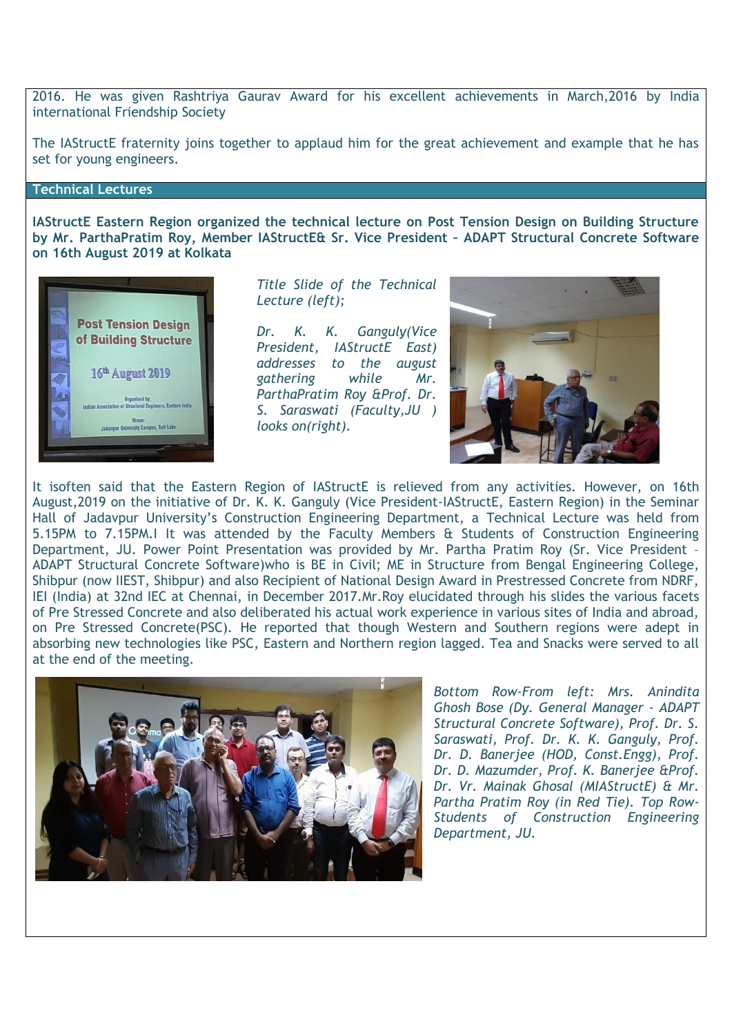2016. He was given Rashtriya Gaurav Award for his excellent achievements in March,2016 by India international Friendship Society

The IAStructE fraternity joins together to applaud him for the great achievement and example that he has set for young engineers.

## Technical Lectures

**IAStructE Eastern Region organized the technical lecture on Post Tension Design on Building Structure by Mr. ParthaPratim Roy, Member IAStructE& Sr. Vice President – ADAPT Structural Concrete Software on 16th August 2019 at Kolkata**

*Title Slide of the Technical Lecture (left);*

*Dr. K. K. Ganguly(Vice President, IAStructE East) addresses to the august gathering while Mr. ParthaPratim Roy &Prof. Dr. S. Saraswati (Faculty,JU ) looks on(right).*

It isoften said that the Eastern Region of IAStructE is relieved from any activities. However, on 16th August,2019 on the initiative of Dr. K. K. Ganguly (Vice President-IAStructE, Eastern Region) in the Seminar Hall of Jadavpur University's Construction Engineering Department, a Technical Lecture was held from 5.15PM to 7.15PM.I It was attended by the Faculty Members & Students of Construction Engineering Department, JU. Power Point Presentation was provided by Mr. Partha Pratim Roy (Sr. Vice President – ADAPT Structural Concrete Software)who is BE in Civil; ME in Structure from Bengal Engineering College, Shibpur (now IIEST, Shibpur) and also Recipient of National Design Award in Prestressed Concrete from NDRF, IEI (India) at 32nd IEC at Chennai, in December 2017.Mr.Roy elucidated through his slides the various facets of Pre Stressed Concrete and also deliberated his actual work experience in various sites of India and abroad, on Pre Stressed Concrete(PSC). He reported that though Western and Southern regions were adept in absorbing new technologies like PSC, Eastern and Northern region lagged. Tea and Snacks were served to all at the end of the meeting.

*Bottom Row-From left: Mrs. Anindita Ghosh Bose (Dy. General Manager - ADAPT Structural Concrete Software), Prof. Dr. S. Saraswati, Prof. Dr. K. K. Ganguly, Prof. Dr. D. Banerjee (HOD, Const.Engg), Prof. Dr. D. Mazumder, Prof. K. Banerjee &Prof. Dr. Vr. Mainak Ghosal (MIAStructE) & Mr. Partha Pratim Roy (in Red Tie). Top Row-Students of Construction Engineering Department, JU.*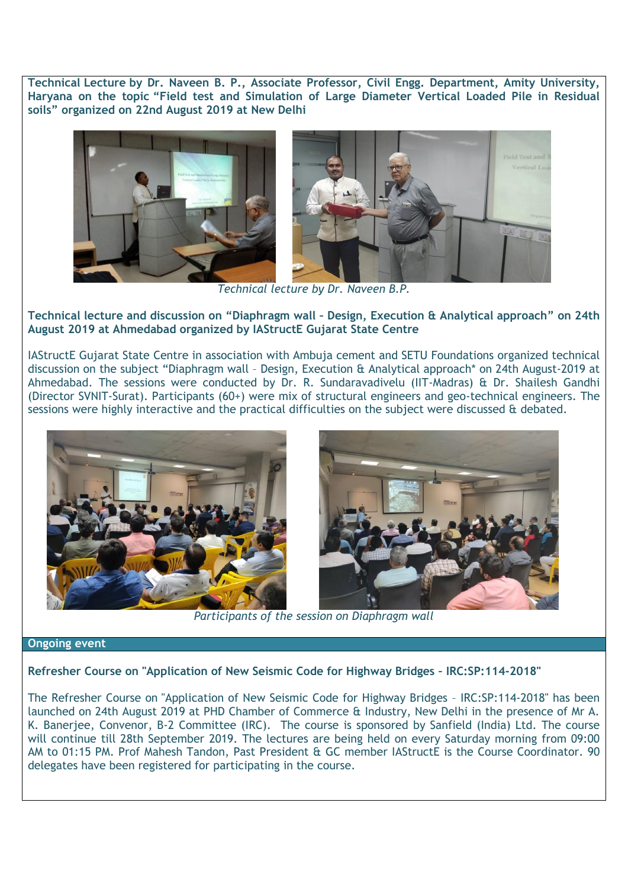**Technical Lecture by Dr. Naveen B. P., Associate Professor, Civil Engg. Department, Amity University, Haryana on the topic "Field test and Simulation of Large Diameter Vertical Loaded Pile in Residual soils" organized on 22nd August 2019 at New Delhi**

*Technical lecture by Dr. Naveen B.P.*

**Technical lecture and discussion on "Diaphragm wall – Design, Execution & Analytical approach" on 24th August 2019 at Ahmedabad organized by IAStructE Gujarat State Centre**

IAStructE Gujarat State Centre in association with Ambuja cement and SETU Foundations organized technical discussion on the subject "Diaphragm wall – Design, Execution & Analytical approach* on 24th August-2019 at Ahmedabad. The sessions were conducted by Dr. R. Sundaravadivelu (IIT-Madras) & Dr. Shailesh Gandhi (Director SVNIT-Surat). Participants (60+) were mix of structural engineers and geo-technical engineers. The sessions were highly interactive and the practical difficulties on the subject were discussed & debated.

*Participants of the session on Diaphragm wall*

**Ongoing event**

**Refresher Course on "Application of New Seismic Code for Highway Bridges – IRC:SP:114-2018"**

The Refresher Course on "Application of New Seismic Code for Highway Bridges – IRC:SP:114-2018" has been launched on 24th August 2019 at PHD Chamber of Commerce & Industry, New Delhi in the presence of Mr A. K. Banerjee, Convenor, B-2 Committee (IRC). The course is sponsored by Sanfield (India) Ltd. The course will continue till 28th September 2019. The lectures are being held on every Saturday morning from 09:00 AM to 01:15 PM. Prof Mahesh Tandon, Past President & GC member IAStructE is the Course Coordinator. 90 delegates have been registered for participating in the course.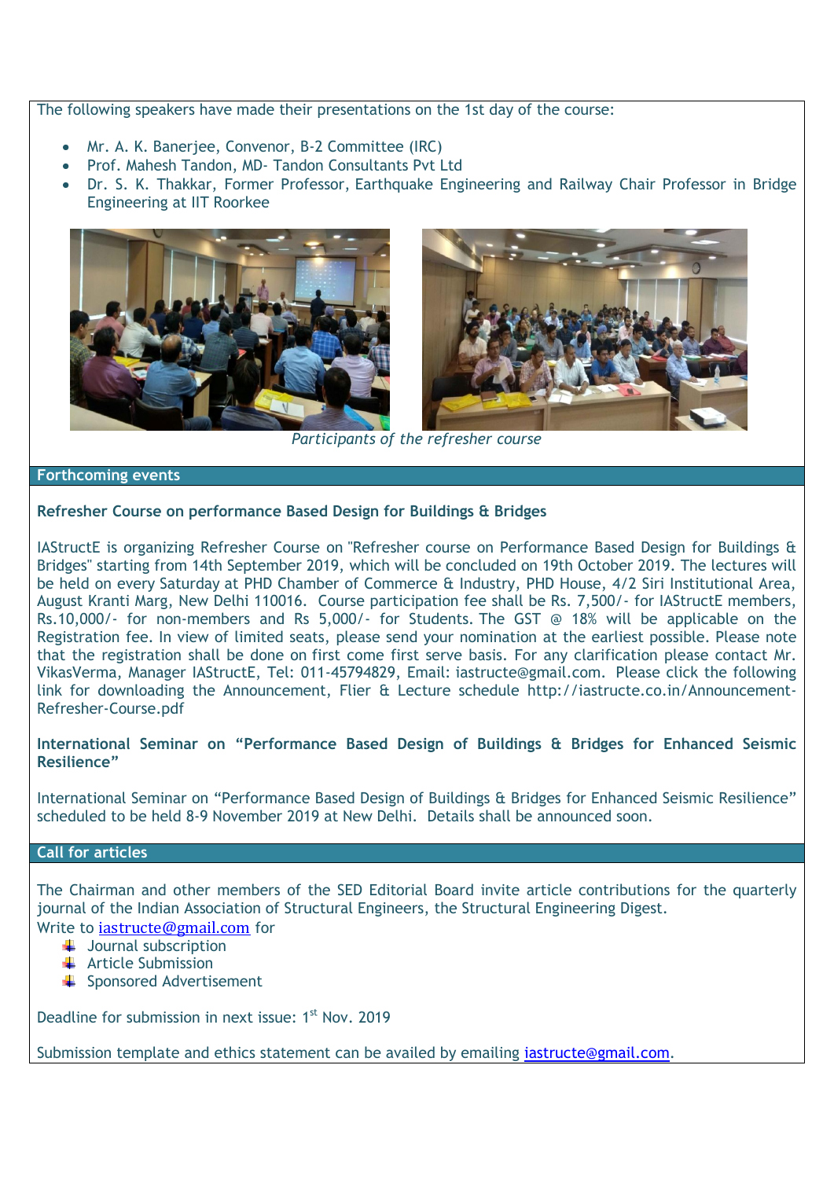The following speakers have made their presentations on the 1st day of the course:

- Mr. A. K. Banerjee, Convenor, B-2 Committee (IRC)
- Prof. Mahesh Tandon, MD- Tandon Consultants Pvt Ltd
- Dr. S. K. Thakkar, Former Professor, Earthquake Engineering and Railway Chair Professor in Bridge Engineering at IIT Roorkee

*Participants of the refresher course*

## Forthcoming events

### Refresher Course on performance Based Design for Buildings & Bridges

IAStructE is organizing Refresher Course on "Refresher course on Performance Based Design for Buildings & Bridges" starting from 14th September 2019, which will be concluded on 19th October 2019. The lectures will be held on every Saturday at PHD Chamber of Commerce & Industry, PHD House, 4/2 Siri Institutional Area, August Kranti Marg, New Delhi 110016. Course participation fee shall be Rs. 7,500/- for IAStructE members, Rs.10,000/- for non-members and Rs 5,000/- for Students. The GST @ 18% will be applicable on the Registration fee. In view of limited seats, please send your nomination at the earliest possible. Please note that the registration shall be done on first come first serve basis. For any clarification please contact Mr. VikasVerma, Manager IAStructE, Tel: 011-45794829, Email: iastructe@gmail.com. Please click the following link for downloading the Announcement, Flier & Lecture schedule http://iastructe.co.in/Announcement-Refresher-Course.pdf

### International Seminar on "Performance Based Design of Buildings & Bridges for Enhanced Seismic Resilience"

International Seminar on "Performance Based Design of Buildings & Bridges for Enhanced Seismic Resilience" scheduled to be held 8-9 November 2019 at New Delhi. Details shall be announced soon.

## Call for articles

The Chairman and other members of the SED Editorial Board invite article contributions for the quarterly journal of the Indian Association of Structural Engineers, the Structural Engineering Digest.

Write to iastructe@gmail.com for

- Journal subscription
- Article Submission
- Sponsored Advertisement

Deadline for submission in next issue: 1st Nov. 2019

Submission template and ethics statement can be availed by emailing iastructe@gmail.com.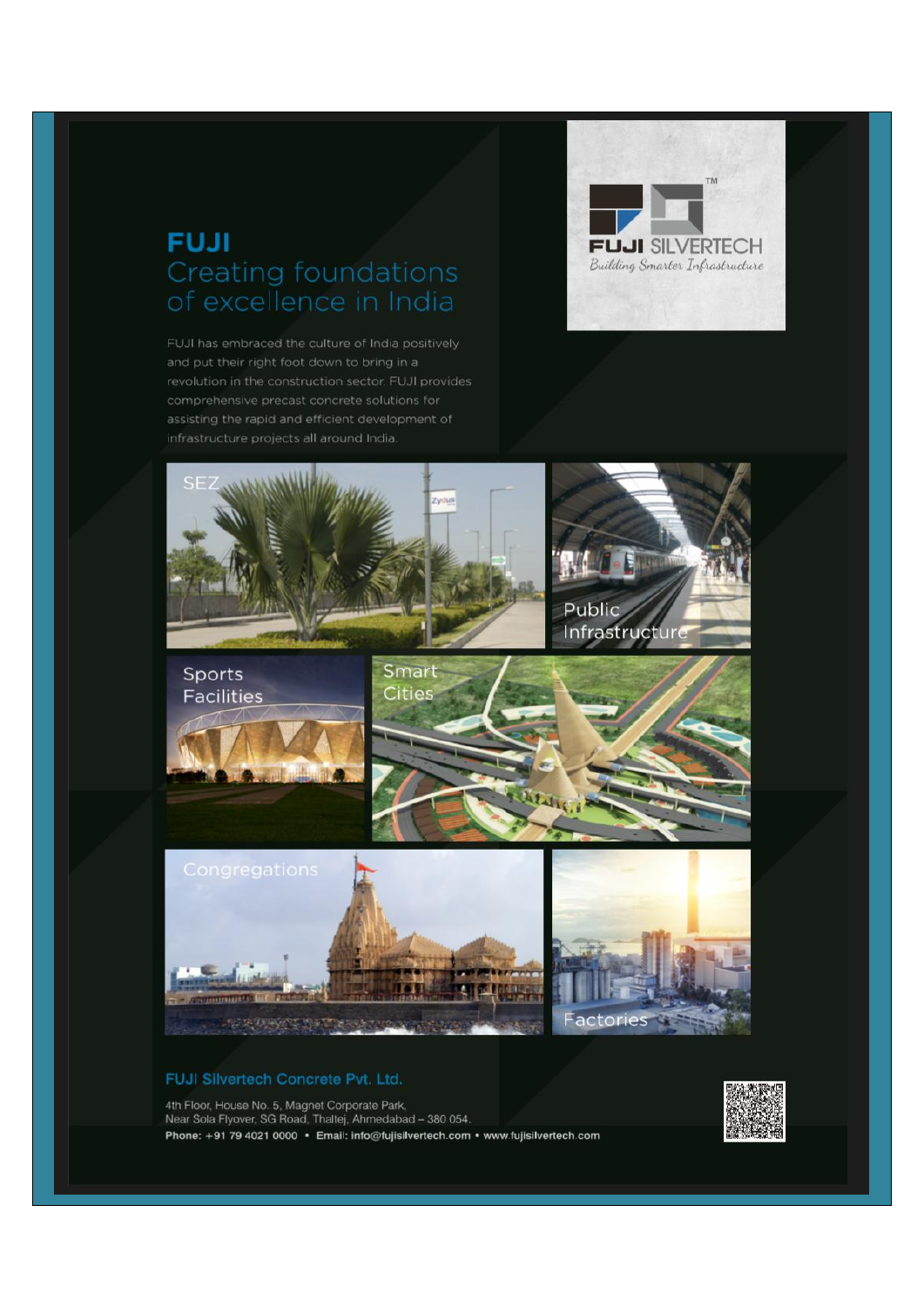# FUJI

## Creating foundations of excellence in India

FUJI has embraced the culture of India positively and put their right foot down to bring in a revolution in the construction sector. FUJI provides comprehensive precast concrete solutions for assisting the rapid and efficient development of infrastructure projects all around India.

FUJI SILVERTECH™

*Building Smarter Infrastructure*

SEZ

Public Infrastructure

Sports Facilities

Smart Cities

Congregations

Factories

**FUJI Silvertech Concrete Pvt. Ltd.**

4th Floor, House No. 5, Magnet Corporate Park,
Near Sola Flyover, SG Road, Thaltej, Ahmedabad – 380 054.

**Phone: +91 79 4021 0000 • Email: info@fujisilvertech.com • www.fujisilvertech.com**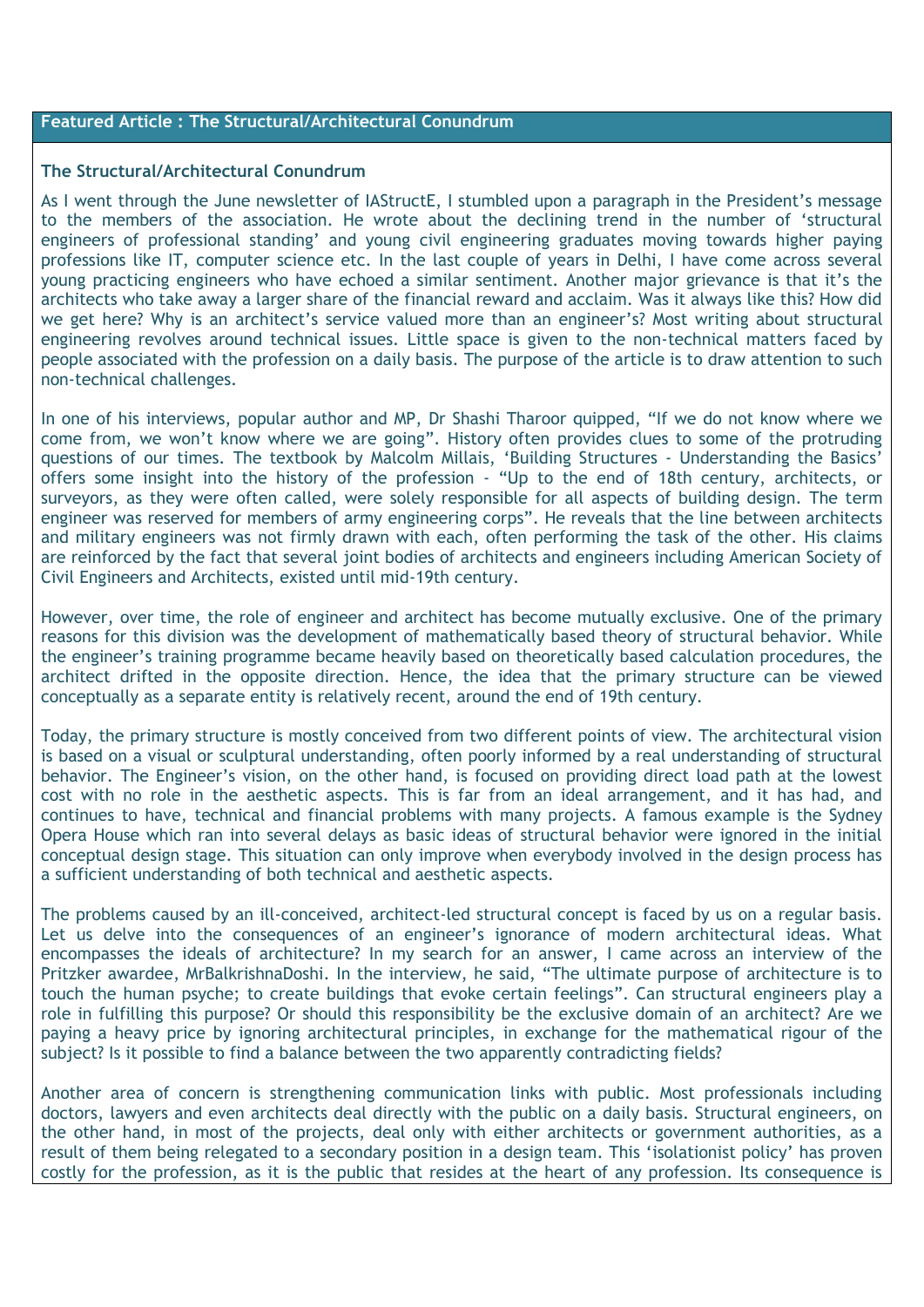## Featured Article : The Structural/Architectural Conundrum

### The Structural/Architectural Conundrum

As I went through the June newsletter of IAStructE, I stumbled upon a paragraph in the President's message to the members of the association. He wrote about the declining trend in the number of 'structural engineers of professional standing' and young civil engineering graduates moving towards higher paying professions like IT, computer science etc. In the last couple of years in Delhi, I have come across several young practicing engineers who have echoed a similar sentiment. Another major grievance is that it's the architects who take away a larger share of the financial reward and acclaim. Was it always like this? How did we get here? Why is an architect's service valued more than an engineer's? Most writing about structural engineering revolves around technical issues. Little space is given to the non-technical matters faced by people associated with the profession on a daily basis. The purpose of the article is to draw attention to such non-technical challenges.

In one of his interviews, popular author and MP, Dr Shashi Tharoor quipped, "If we do not know where we come from, we won't know where we are going". History often provides clues to some of the protruding questions of our times. The textbook by Malcolm Millais, 'Building Structures - Understanding the Basics' offers some insight into the history of the profession - "Up to the end of 18th century, architects, or surveyors, as they were often called, were solely responsible for all aspects of building design. The term engineer was reserved for members of army engineering corps". He reveals that the line between architects and military engineers was not firmly drawn with each, often performing the task of the other. His claims are reinforced by the fact that several joint bodies of architects and engineers including American Society of Civil Engineers and Architects, existed until mid-19th century.

However, over time, the role of engineer and architect has become mutually exclusive. One of the primary reasons for this division was the development of mathematically based theory of structural behavior. While the engineer's training programme became heavily based on theoretically based calculation procedures, the architect drifted in the opposite direction. Hence, the idea that the primary structure can be viewed conceptually as a separate entity is relatively recent, around the end of 19th century.

Today, the primary structure is mostly conceived from two different points of view. The architectural vision is based on a visual or sculptural understanding, often poorly informed by a real understanding of structural behavior. The Engineer's vision, on the other hand, is focused on providing direct load path at the lowest cost with no role in the aesthetic aspects. This is far from an ideal arrangement, and it has had, and continues to have, technical and financial problems with many projects. A famous example is the Sydney Opera House which ran into several delays as basic ideas of structural behavior were ignored in the initial conceptual design stage. This situation can only improve when everybody involved in the design process has a sufficient understanding of both technical and aesthetic aspects.

The problems caused by an ill-conceived, architect-led structural concept is faced by us on a regular basis. Let us delve into the consequences of an engineer's ignorance of modern architectural ideas. What encompasses the ideals of architecture? In my search for an answer, I came across an interview of the Pritzker awardee, MrBalkrishnaDoshi. In the interview, he said, "The ultimate purpose of architecture is to touch the human psyche; to create buildings that evoke certain feelings". Can structural engineers play a role in fulfilling this purpose? Or should this responsibility be the exclusive domain of an architect? Are we paying a heavy price by ignoring architectural principles, in exchange for the mathematical rigour of the subject? Is it possible to find a balance between the two apparently contradicting fields?

Another area of concern is strengthening communication links with public. Most professionals including doctors, lawyers and even architects deal directly with the public on a daily basis. Structural engineers, on the other hand, in most of the projects, deal only with either architects or government authorities, as a result of them being relegated to a secondary position in a design team. This 'isolationist policy' has proven costly for the profession, as it is the public that resides at the heart of any profession. Its consequence is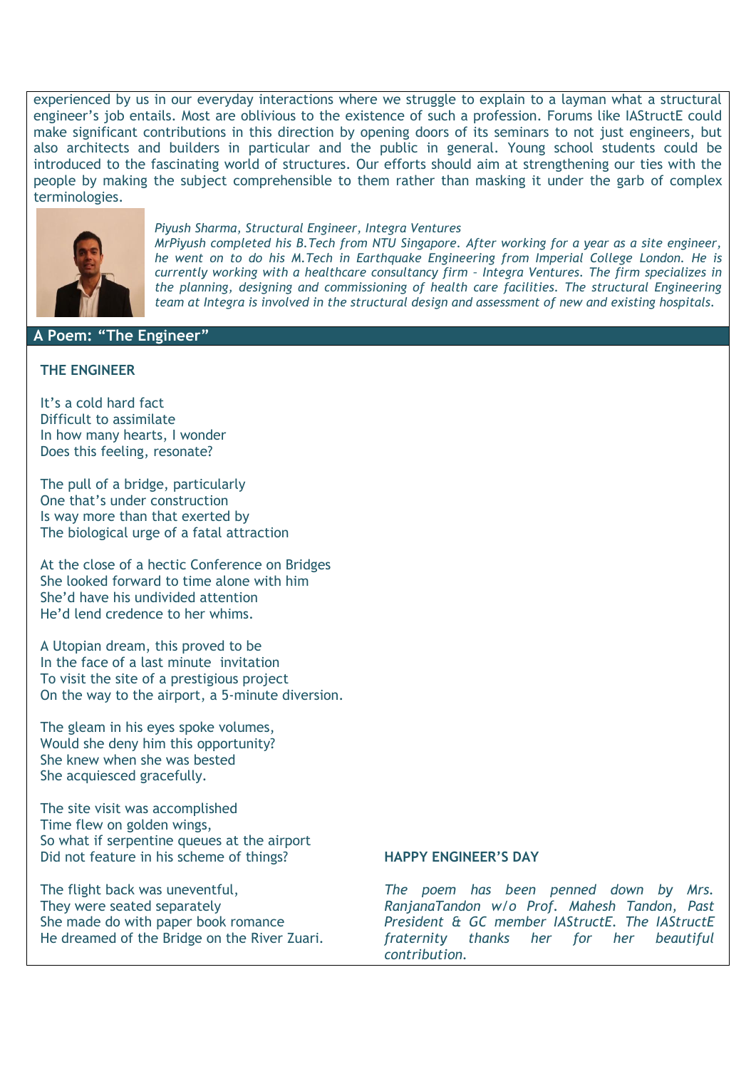experienced by us in our everyday interactions where we struggle to explain to a layman what a structural engineer's job entails. Most are oblivious to the existence of such a profession. Forums like IAStructE could make significant contributions in this direction by opening doors of its seminars to not just engineers, but also architects and builders in particular and the public in general. Young school students could be introduced to the fascinating world of structures. Our efforts should aim at strengthening our ties with the people by making the subject comprehensible to them rather than masking it under the garb of complex terminologies.

*Piyush Sharma, Structural Engineer, Integra Ventures*
*MrPiyush completed his B.Tech from NTU Singapore. After working for a year as a site engineer, he went on to do his M.Tech in Earthquake Engineering from Imperial College London. He is currently working with a healthcare consultancy firm – Integra Ventures. The firm specializes in the planning, designing and commissioning of health care facilities. The structural Engineering team at Integra is involved in the structural design and assessment of new and existing hospitals.*

## A Poem: "The Engineer"

### THE ENGINEER

It's a cold hard fact
Difficult to assimilate
In how many hearts, I wonder
Does this feeling, resonate?

The pull of a bridge, particularly
One that's under construction
Is way more than that exerted by
The biological urge of a fatal attraction

At the close of a hectic Conference on Bridges
She looked forward to time alone with him
She'd have his undivided attention
He'd lend credence to her whims.

A Utopian dream, this proved to be
In the face of a last minute invitation
To visit the site of a prestigious project
On the way to the airport, a 5-minute diversion.

The gleam in his eyes spoke volumes,
Would she deny him this opportunity?
She knew when she was bested
She acquiesced gracefully.

The site visit was accomplished
Time flew on golden wings,
So what if serpentine queues at the airport
Did not feature in his scheme of things?

The flight back was uneventful,
They were seated separately
She made do with paper book romance
He dreamed of the Bridge on the River Zuari.

**HAPPY ENGINEER'S DAY**

*The poem has been penned down by Mrs. RanjanaTandon w/o Prof. Mahesh Tandon, Past President & GC member IAStructE. The IAStructE fraternity thanks her for her beautiful contribution.*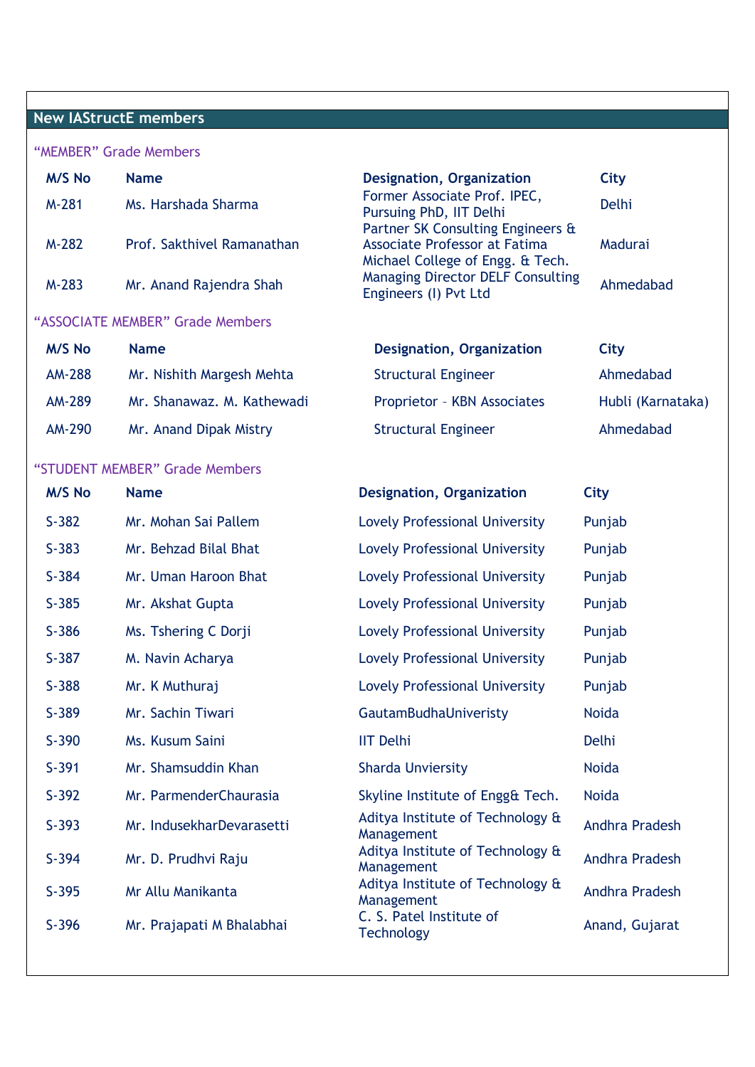## New IAStructE members

### "MEMBER" Grade Members

| M/S No | Name | Designation, Organization | City |
|---|---|---|---|
| M-281 | Ms. Harshada Sharma | Former Associate Prof. IPEC, Pursuing PhD, IIT Delhi | Delhi |
| M-282 | Prof. Sakthivel Ramanathan | Partner SK Consulting Engineers & Associate Professor at Fatima Michael College of Engg. & Tech. | Madurai |
| M-283 | Mr. Anand Rajendra Shah | Managing Director DELF Consulting Engineers (I) Pvt Ltd | Ahmedabad |

### "ASSOCIATE MEMBER" Grade Members

| M/S No | Name | Designation, Organization | City |
|---|---|---|---|
| AM-288 | Mr. Nishith Margesh Mehta | Structural Engineer | Ahmedabad |
| AM-289 | Mr. Shanawaz. M. Kathewadi | Proprietor – KBN Associates | Hubli (Karnataka) |
| AM-290 | Mr. Anand Dipak Mistry | Structural Engineer | Ahmedabad |

### "STUDENT MEMBER" Grade Members

| M/S No | Name | Designation, Organization | City |
|---|---|---|---|
| S-382 | Mr. Mohan Sai Pallem | Lovely Professional University | Punjab |
| S-383 | Mr. Behzad Bilal Bhat | Lovely Professional University | Punjab |
| S-384 | Mr. Uman Haroon Bhat | Lovely Professional University | Punjab |
| S-385 | Mr. Akshat Gupta | Lovely Professional University | Punjab |
| S-386 | Ms. Tshering C Dorji | Lovely Professional University | Punjab |
| S-387 | M. Navin Acharya | Lovely Professional University | Punjab |
| S-388 | Mr. K Muthuraj | Lovely Professional University | Punjab |
| S-389 | Mr. Sachin Tiwari | GautamBudhaUnivertisty | Noida |
| S-390 | Ms. Kusum Saini | IIT Delhi | Delhi |
| S-391 | Mr. Shamsuddin Khan | Sharda Unviersity | Noida |
| S-392 | Mr. ParmenderChaurasia | Skyline Institute of Engg& Tech. | Noida |
| S-393 | Mr. IndusekharDevarasetti | Aditya Institute of Technology & Management | Andhra Pradesh |
| S-394 | Mr. D. Prudhvi Raju | Aditya Institute of Technology & Management | Andhra Pradesh |
| S-395 | Mr Allu Manikanta | Aditya Institute of Technology & Management | Andhra Pradesh |
| S-396 | Mr. Prajapati M Bhalabhai | C. S. Patel Institute of Technology | Anand, Gujarat |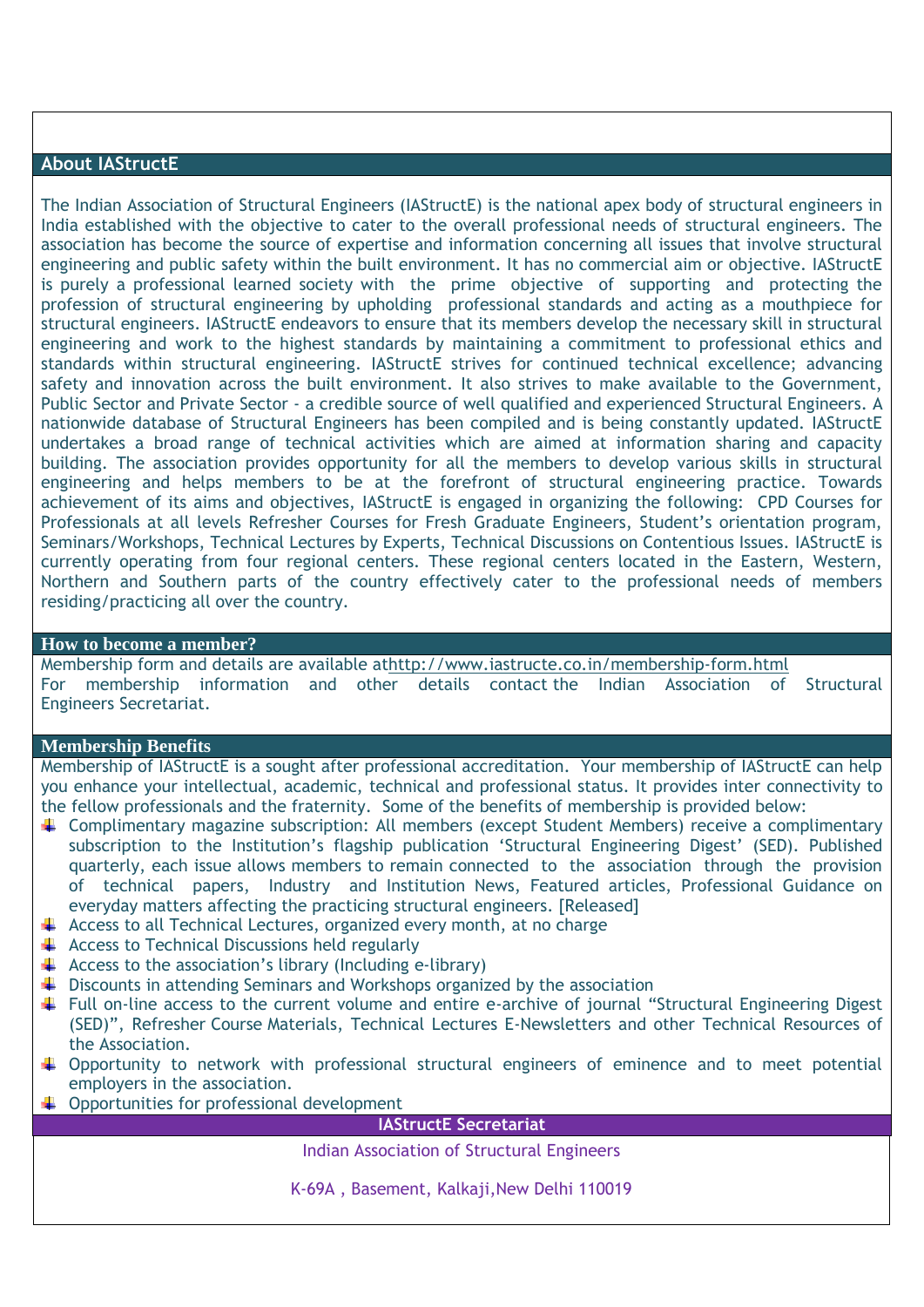## About IAStructE

The Indian Association of Structural Engineers (IAStructE) is the national apex body of structural engineers in India established with the objective to cater to the overall professional needs of structural engineers. The association has become the source of expertise and information concerning all issues that involve structural engineering and public safety within the built environment. It has no commercial aim or objective. IAStructE is purely a professional learned society with the prime objective of supporting and protecting the profession of structural engineering by upholding professional standards and acting as a mouthpiece for structural engineers. IAStructE endeavors to ensure that its members develop the necessary skill in structural engineering and work to the highest standards by maintaining a commitment to professional ethics and standards within structural engineering. IAStructE strives for continued technical excellence; advancing safety and innovation across the built environment. It also strives to make available to the Government, Public Sector and Private Sector - a credible source of well qualified and experienced Structural Engineers. A nationwide database of Structural Engineers has been compiled and is being constantly updated. IAStructE undertakes a broad range of technical activities which are aimed at information sharing and capacity building. The association provides opportunity for all the members to develop various skills in structural engineering and helps members to be at the forefront of structural engineering practice. Towards achievement of its aims and objectives, IAStructE is engaged in organizing the following: CPD Courses for Professionals at all levels Refresher Courses for Fresh Graduate Engineers, Student's orientation program, Seminars/Workshops, Technical Lectures by Experts, Technical Discussions on Contentious Issues. IAStructE is currently operating from four regional centers. These regional centers located in the Eastern, Western, Northern and Southern parts of the country effectively cater to the professional needs of members residing/practicing all over the country.

## How to become a member?

Membership form and details are available athttp://www.iastructe.co.in/membership-form.html
For membership information and other details contact the Indian Association of Structural Engineers Secretariat.

## Membership Benefits

Membership of IAStructE is a sought after professional accreditation. Your membership of IAStructE can help you enhance your intellectual, academic, technical and professional status. It provides inter connectivity to the fellow professionals and the fraternity. Some of the benefits of membership is provided below:

- Complimentary magazine subscription: All members (except Student Members) receive a complimentary subscription to the Institution's flagship publication 'Structural Engineering Digest' (SED). Published quarterly, each issue allows members to remain connected to the association through the provision of technical papers, Industry and Institution News, Featured articles, Professional Guidance on everyday matters affecting the practicing structural engineers. [Released]
- Access to all Technical Lectures, organized every month, at no charge
- Access to Technical Discussions held regularly
- Access to the association's library (Including e-library)
- Discounts in attending Seminars and Workshops organized by the association
- Full on-line access to the current volume and entire e-archive of journal "Structural Engineering Digest (SED)", Refresher Course Materials, Technical Lectures E-Newsletters and other Technical Resources of the Association.
- Opportunity to network with professional structural engineers of eminence and to meet potential employers in the association.
- Opportunities for professional development

## IAStructE Secretariat

Indian Association of Structural Engineers

K-69A , Basement, Kalkaji,New Delhi 110019